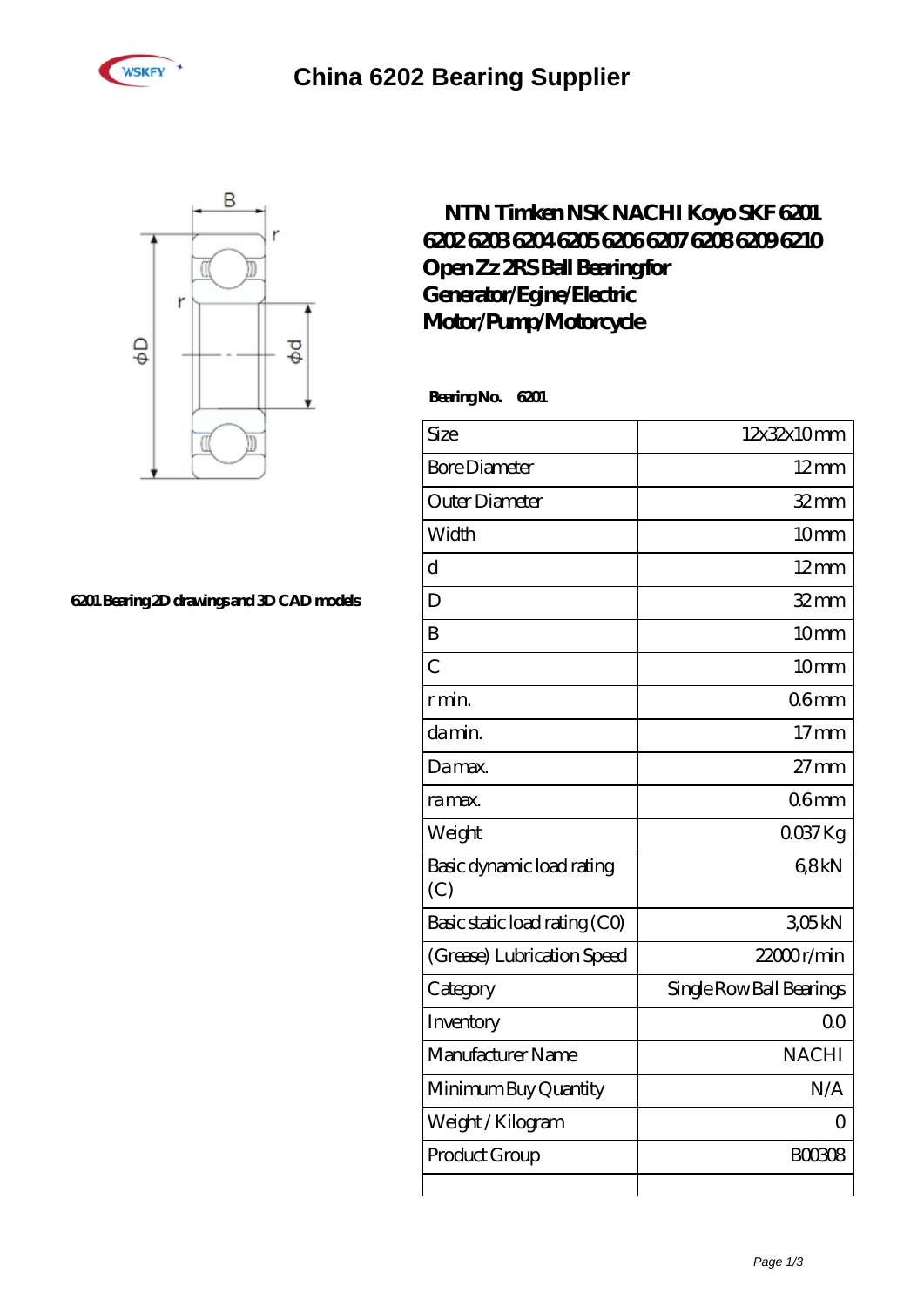# China 6202 Bearing Supplier

## NTN Timken NSK NACHI Koyo SKF 6201 6202 6203 6204 6205 6206 6207 6208 6209 6210 Open Zz 2RS Ball Bearing for Generator/Egine/Electric Motor/Pump/Motorcycle

6201 Bearing 2D drawings and 3D CAD models

**Bearing No. 6201**

| Size | 12x32x10 mm |
|---|---|
| Bore Diameter | 12 mm |
| Outer Diameter | 32 mm |
| Width | 10 mm |
| d | 12 mm |
| D | 32 mm |
| B | 10 mm |
| C | 10 mm |
| r min. | 0.6 mm |
| da min. | 17 mm |
| Da max. | 27 mm |
| ra max. | 0.6 mm |
| Weight | 0.037 Kg |
| Basic dynamic load rating (C) | 6,8 kN |
| Basic static load rating (C0) | 3,05 kN |
| (Grease) Lubrication Speed | 22000 r/min |
| Category | Single Row Ball Bearings |
| Inventory | 0.0 |
| Manufacturer Name | NACHI |
| Minimum Buy Quantity | N/A |
| Weight / Kilogram | 0 |
| Product Group | B00308 |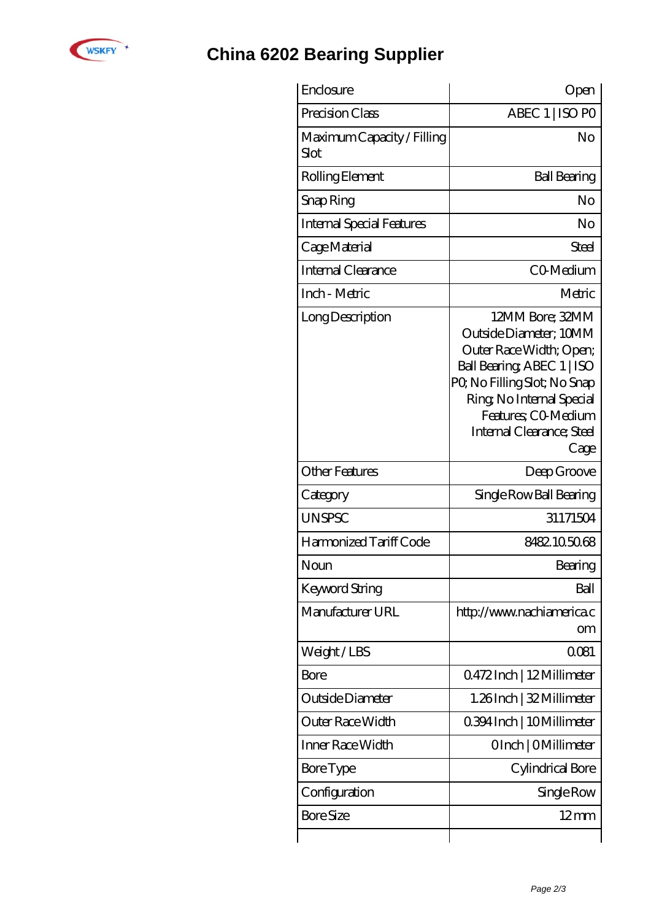# China 6202 Bearing Supplier

| | |
|---|---|
| Enclosure | Open |
| Precision Class | ABEC 1 \| ISO P0 |
| Maximum Capacity / Filling Slot | No |
| Rolling Element | Ball Bearing |
| Snap Ring | No |
| Internal Special Features | No |
| Cage Material | Steel |
| Internal Clearance | C0-Medium |
| Inch - Metric | Metric |
| Long Description | 12MM Bore; 32MM Outside Diameter; 10MM Outer Race Width; Open; Ball Bearing; ABEC 1 \| ISO P0; No Filling Slot; No Snap Ring; No Internal Special Features; C0-Medium Internal Clearance; Steel Cage |
| Other Features | Deep Groove |
| Category | Single Row Ball Bearing |
| UNSPSC | 31171504 |
| Harmonized Tariff Code | 8482.10.50.68 |
| Noun | Bearing |
| Keyword String | Ball |
| Manufacturer URL | http://www.nachiamerica.com |
| Weight / LBS | 0.081 |
| Bore | 0.472 Inch \| 12 Millimeter |
| Outside Diameter | 1.26 Inch \| 32 Millimeter |
| Outer Race Width | 0.394 Inch \| 10 Millimeter |
| Inner Race Width | 0 Inch \| 0 Millimeter |
| Bore Type | Cylindrical Bore |
| Configuration | Single Row |
| Bore Size | 12 mm |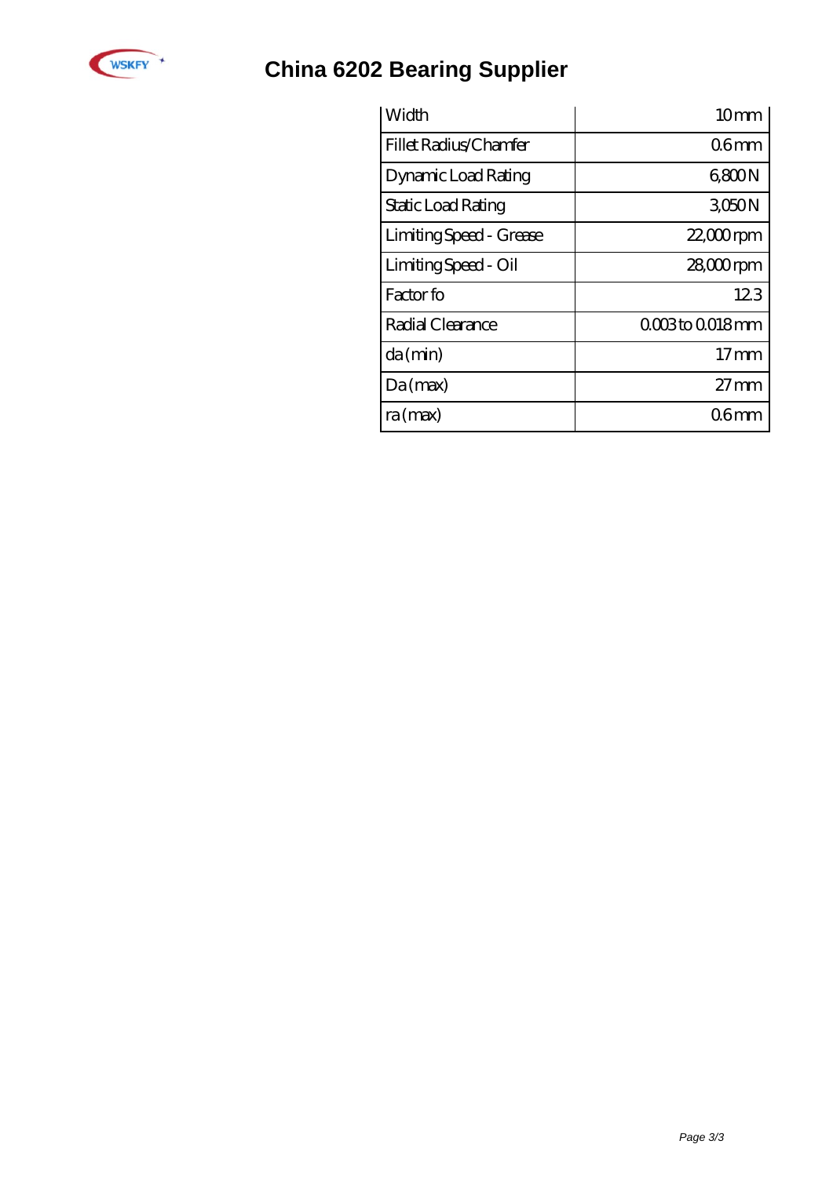# China 6202 Bearing Supplier

| | |
|---|---|
| Width | 10 mm |
| Fillet Radius/Chamfer | 0.6 mm |
| Dynamic Load Rating | 6,800 N |
| Static Load Rating | 3,050 N |
| Limiting Speed - Grease | 22,000 rpm |
| Limiting Speed - Oil | 28,000 rpm |
| Factor fo | 12.3 |
| Radial Clearance | 0.003 to 0.018 mm |
| da (min) | 17 mm |
| Da (max) | 27 mm |
| ra (max) | 0.6 mm |